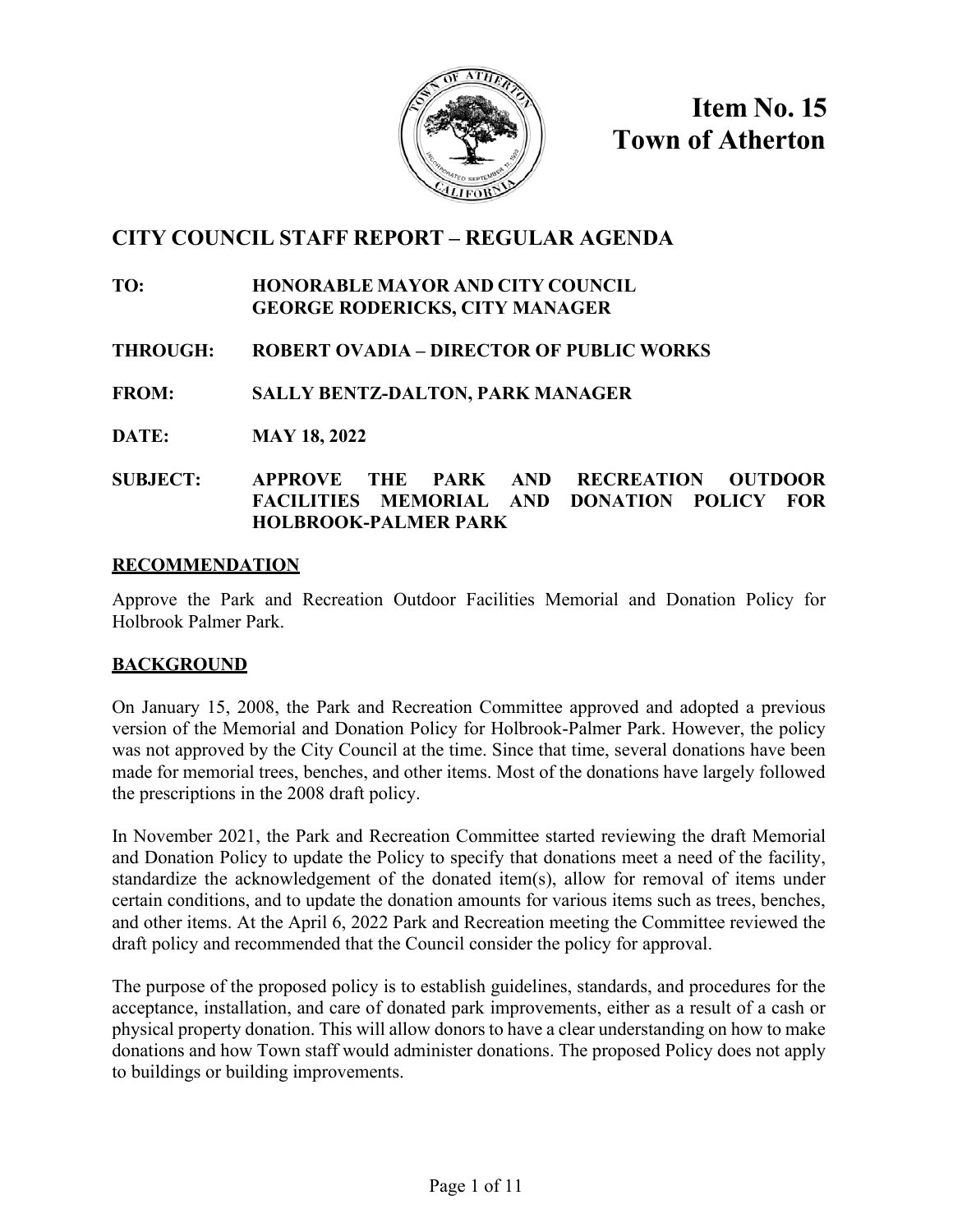# Item No. 15
# Town of Atherton

## CITY COUNCIL STAFF REPORT – REGULAR AGENDA

**TO:** **HONORABLE MAYOR AND CITY COUNCIL**
**GEORGE RODERICKS, CITY MANAGER**

**THROUGH:** **ROBERT OVADIA – DIRECTOR OF PUBLIC WORKS**

**FROM:** **SALLY BENTZ-DALTON, PARK MANAGER**

**DATE:** **MAY 18, 2022**

**SUBJECT:** **APPROVE THE PARK AND RECREATION OUTDOOR FACILITIES MEMORIAL AND DONATION POLICY FOR HOLBROOK-PALMER PARK**

### RECOMMENDATION

Approve the Park and Recreation Outdoor Facilities Memorial and Donation Policy for Holbrook Palmer Park.

### BACKGROUND

On January 15, 2008, the Park and Recreation Committee approved and adopted a previous version of the Memorial and Donation Policy for Holbrook-Palmer Park. However, the policy was not approved by the City Council at the time. Since that time, several donations have been made for memorial trees, benches, and other items. Most of the donations have largely followed the prescriptions in the 2008 draft policy.

In November 2021, the Park and Recreation Committee started reviewing the draft Memorial and Donation Policy to update the Policy to specify that donations meet a need of the facility, standardize the acknowledgement of the donated item(s), allow for removal of items under certain conditions, and to update the donation amounts for various items such as trees, benches, and other items. At the April 6, 2022 Park and Recreation meeting the Committee reviewed the draft policy and recommended that the Council consider the policy for approval.

The purpose of the proposed policy is to establish guidelines, standards, and procedures for the acceptance, installation, and care of donated park improvements, either as a result of a cash or physical property donation. This will allow donors to have a clear understanding on how to make donations and how Town staff would administer donations. The proposed Policy does not apply to buildings or building improvements.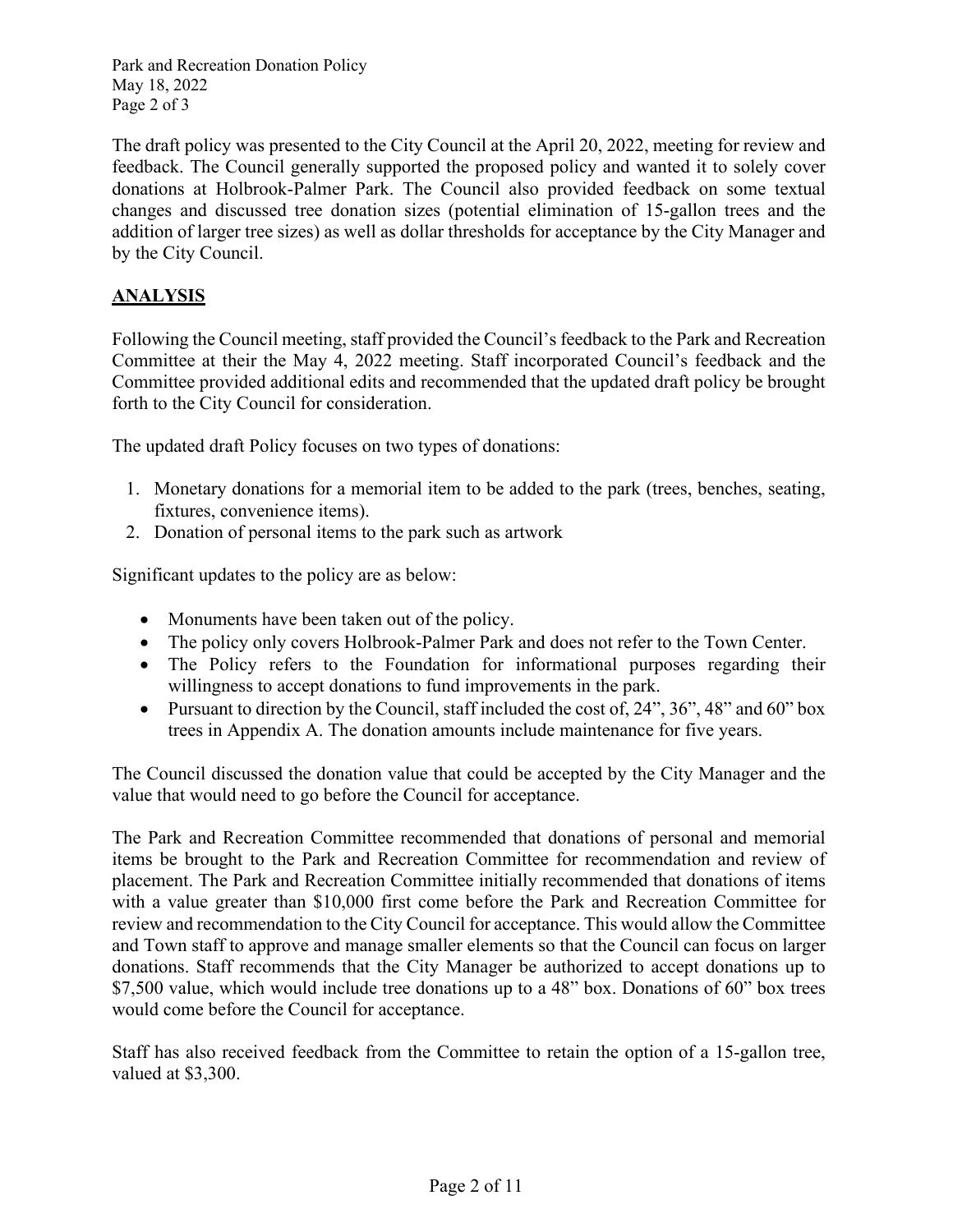The draft policy was presented to the City Council at the April 20, 2022, meeting for review and feedback. The Council generally supported the proposed policy and wanted it to solely cover donations at Holbrook-Palmer Park. The Council also provided feedback on some textual changes and discussed tree donation sizes (potential elimination of 15-gallon trees and the addition of larger tree sizes) as well as dollar thresholds for acceptance by the City Manager and by the City Council.

## ANALYSIS

Following the Council meeting, staff provided the Council's feedback to the Park and Recreation Committee at their the May 4, 2022 meeting. Staff incorporated Council's feedback and the Committee provided additional edits and recommended that the updated draft policy be brought forth to the City Council for consideration.

The updated draft Policy focuses on two types of donations:

1. Monetary donations for a memorial item to be added to the park (trees, benches, seating, fixtures, convenience items).
2. Donation of personal items to the park such as artwork

Significant updates to the policy are as below:

- Monuments have been taken out of the policy.
- The policy only covers Holbrook-Palmer Park and does not refer to the Town Center.
- The Policy refers to the Foundation for informational purposes regarding their willingness to accept donations to fund improvements in the park.
- Pursuant to direction by the Council, staff included the cost of, 24", 36", 48" and 60" box trees in Appendix A. The donation amounts include maintenance for five years.

The Council discussed the donation value that could be accepted by the City Manager and the value that would need to go before the Council for acceptance.

The Park and Recreation Committee recommended that donations of personal and memorial items be brought to the Park and Recreation Committee for recommendation and review of placement. The Park and Recreation Committee initially recommended that donations of items with a value greater than $10,000 first come before the Park and Recreation Committee for review and recommendation to the City Council for acceptance. This would allow the Committee and Town staff to approve and manage smaller elements so that the Council can focus on larger donations. Staff recommends that the City Manager be authorized to accept donations up to $7,500 value, which would include tree donations up to a 48" box. Donations of 60" box trees would come before the Council for acceptance.

Staff has also received feedback from the Committee to retain the option of a 15-gallon tree, valued at $3,300.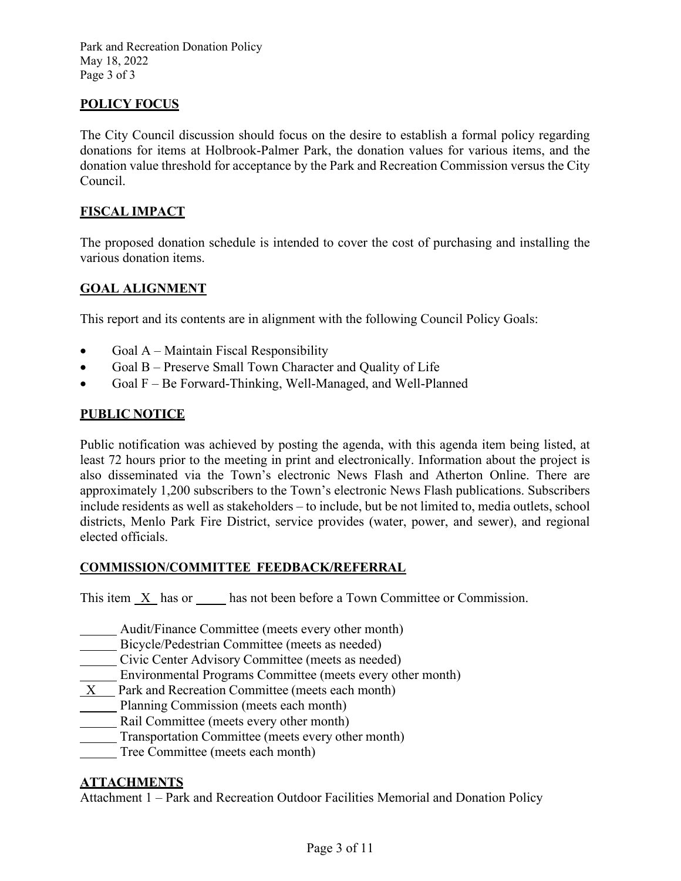## POLICY FOCUS

The City Council discussion should focus on the desire to establish a formal policy regarding donations for items at Holbrook-Palmer Park, the donation values for various items, and the donation value threshold for acceptance by the Park and Recreation Commission versus the City Council.

## FISCAL IMPACT

The proposed donation schedule is intended to cover the cost of purchasing and installing the various donation items.

## GOAL ALIGNMENT

This report and its contents are in alignment with the following Council Policy Goals:

- Goal A – Maintain Fiscal Responsibility
- Goal B – Preserve Small Town Character and Quality of Life
- Goal F – Be Forward-Thinking, Well-Managed, and Well-Planned

## PUBLIC NOTICE

Public notification was achieved by posting the agenda, with this agenda item being listed, at least 72 hours prior to the meeting in print and electronically. Information about the project is also disseminated via the Town's electronic News Flash and Atherton Online. There are approximately 1,200 subscribers to the Town's electronic News Flash publications. Subscribers include residents as well as stakeholders – to include, but be not limited to, media outlets, school districts, Menlo Park Fire District, service provides (water, power, and sewer), and regional elected officials.

## COMMISSION/COMMITTEE FEEDBACK/REFERRAL

This item \_X\_ has or \_\_\_\_ has not been before a Town Committee or Commission.

\_\_\_\_\_ Audit/Finance Committee (meets every other month)
\_\_\_\_\_ Bicycle/Pedestrian Committee (meets as needed)
\_\_\_\_\_ Civic Center Advisory Committee (meets as needed)
\_\_\_\_\_ Environmental Programs Committee (meets every other month)
\_X\_\_ Park and Recreation Committee (meets each month)
\_\_\_\_\_ Planning Commission (meets each month)
\_\_\_\_\_ Rail Committee (meets every other month)
\_\_\_\_\_ Transportation Committee (meets every other month)
\_\_\_\_\_ Tree Committee (meets each month)

## ATTACHMENTS

Attachment 1 – Park and Recreation Outdoor Facilities Memorial and Donation Policy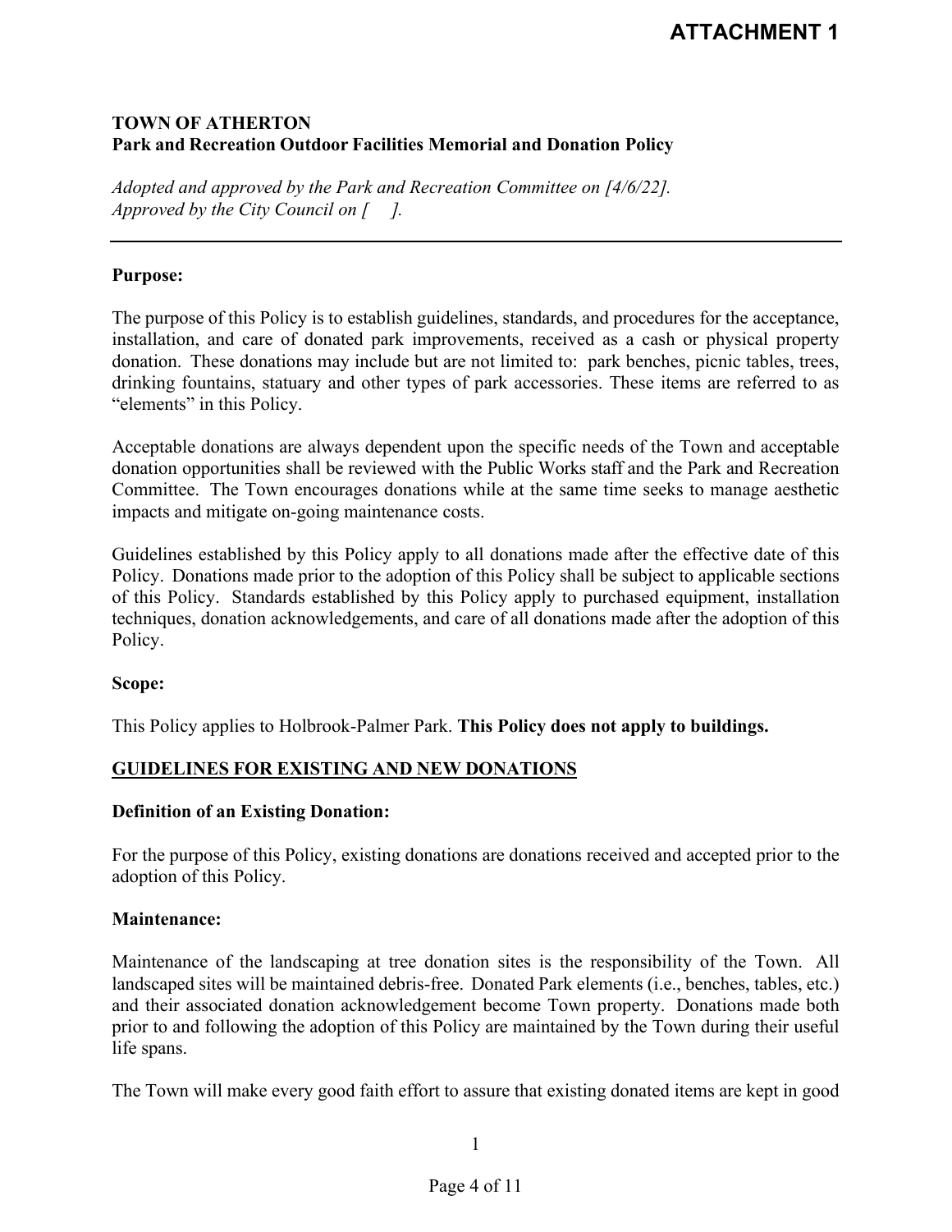# ATTACHMENT 1

**TOWN OF ATHERTON**
**Park and Recreation Outdoor Facilities Memorial and Donation Policy**

*Adopted and approved by the Park and Recreation Committee on [4/6/22].*
*Approved by the City Council on [ ].*

---

**Purpose:**

The purpose of this Policy is to establish guidelines, standards, and procedures for the acceptance, installation, and care of donated park improvements, received as a cash or physical property donation. These donations may include but are not limited to: park benches, picnic tables, trees, drinking fountains, statuary and other types of park accessories. These items are referred to as "elements" in this Policy.

Acceptable donations are always dependent upon the specific needs of the Town and acceptable donation opportunities shall be reviewed with the Public Works staff and the Park and Recreation Committee. The Town encourages donations while at the same time seeks to manage aesthetic impacts and mitigate on-going maintenance costs.

Guidelines established by this Policy apply to all donations made after the effective date of this Policy. Donations made prior to the adoption of this Policy shall be subject to applicable sections of this Policy. Standards established by this Policy apply to purchased equipment, installation techniques, donation acknowledgements, and care of all donations made after the adoption of this Policy.

**Scope:**

This Policy applies to Holbrook-Palmer Park. **This Policy does not apply to buildings.**

**<u>GUIDELINES FOR EXISTING AND NEW DONATIONS</u>**

**Definition of an Existing Donation:**

For the purpose of this Policy, existing donations are donations received and accepted prior to the adoption of this Policy.

**Maintenance:**

Maintenance of the landscaping at tree donation sites is the responsibility of the Town. All landscaped sites will be maintained debris-free. Donated Park elements (i.e., benches, tables, etc.) and their associated donation acknowledgement become Town property. Donations made both prior to and following the adoption of this Policy are maintained by the Town during their useful life spans.

The Town will make every good faith effort to assure that existing donated items are kept in good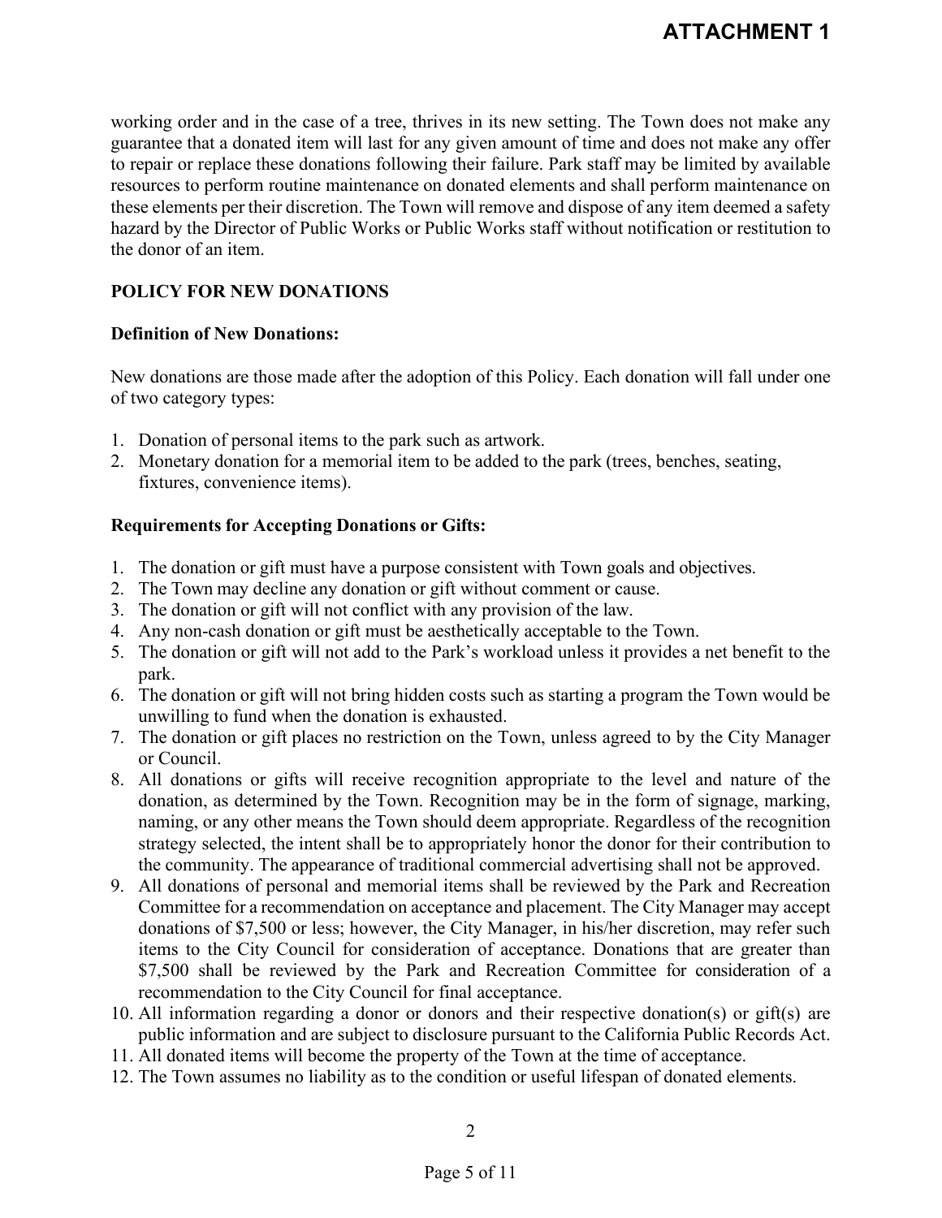working order and in the case of a tree, thrives in its new setting. The Town does not make any guarantee that a donated item will last for any given amount of time and does not make any offer to repair or replace these donations following their failure. Park staff may be limited by available resources to perform routine maintenance on donated elements and shall perform maintenance on these elements per their discretion. The Town will remove and dispose of any item deemed a safety hazard by the Director of Public Works or Public Works staff without notification or restitution to the donor of an item.

## POLICY FOR NEW DONATIONS

### Definition of New Donations:

New donations are those made after the adoption of this Policy. Each donation will fall under one of two category types:

1. Donation of personal items to the park such as artwork.
2. Monetary donation for a memorial item to be added to the park (trees, benches, seating, fixtures, convenience items).

### Requirements for Accepting Donations or Gifts:

1. The donation or gift must have a purpose consistent with Town goals and objectives.
2. The Town may decline any donation or gift without comment or cause.
3. The donation or gift will not conflict with any provision of the law.
4. Any non-cash donation or gift must be aesthetically acceptable to the Town.
5. The donation or gift will not add to the Park's workload unless it provides a net benefit to the park.
6. The donation or gift will not bring hidden costs such as starting a program the Town would be unwilling to fund when the donation is exhausted.
7. The donation or gift places no restriction on the Town, unless agreed to by the City Manager or Council.
8. All donations or gifts will receive recognition appropriate to the level and nature of the donation, as determined by the Town. Recognition may be in the form of signage, marking, naming, or any other means the Town should deem appropriate. Regardless of the recognition strategy selected, the intent shall be to appropriately honor the donor for their contribution to the community. The appearance of traditional commercial advertising shall not be approved.
9. All donations of personal and memorial items shall be reviewed by the Park and Recreation Committee for a recommendation on acceptance and placement. The City Manager may accept donations of $7,500 or less; however, the City Manager, in his/her discretion, may refer such items to the City Council for consideration of acceptance. Donations that are greater than $7,500 shall be reviewed by the Park and Recreation Committee for consideration of a recommendation to the City Council for final acceptance.
10. All information regarding a donor or donors and their respective donation(s) or gift(s) are public information and are subject to disclosure pursuant to the California Public Records Act.
11. All donated items will become the property of the Town at the time of acceptance.
12. The Town assumes no liability as to the condition or useful lifespan of donated elements.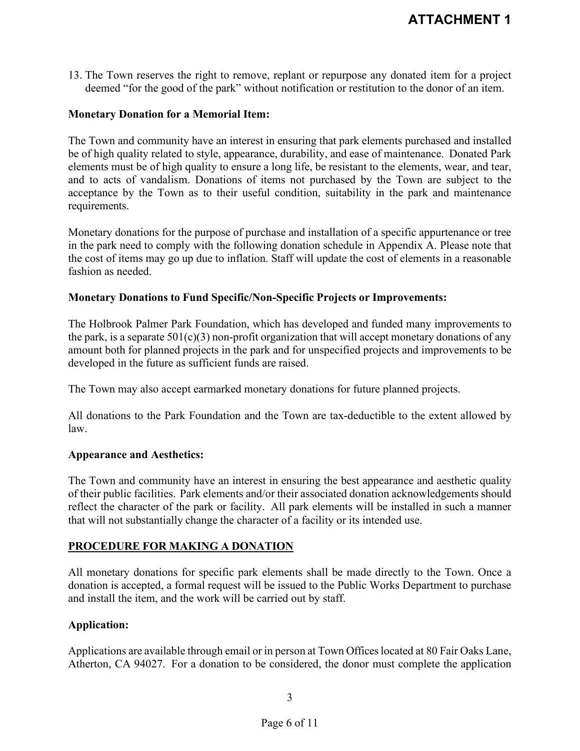13. The Town reserves the right to remove, replant or repurpose any donated item for a project deemed "for the good of the park" without notification or restitution to the donor of an item.

**Monetary Donation for a Memorial Item:**

The Town and community have an interest in ensuring that park elements purchased and installed be of high quality related to style, appearance, durability, and ease of maintenance. Donated Park elements must be of high quality to ensure a long life, be resistant to the elements, wear, and tear, and to acts of vandalism. Donations of items not purchased by the Town are subject to the acceptance by the Town as to their useful condition, suitability in the park and maintenance requirements.

Monetary donations for the purpose of purchase and installation of a specific appurtenance or tree in the park need to comply with the following donation schedule in Appendix A. Please note that the cost of items may go up due to inflation. Staff will update the cost of elements in a reasonable fashion as needed.

**Monetary Donations to Fund Specific/Non-Specific Projects or Improvements:**

The Holbrook Palmer Park Foundation, which has developed and funded many improvements to the park, is a separate 501(c)(3) non-profit organization that will accept monetary donations of any amount both for planned projects in the park and for unspecified projects and improvements to be developed in the future as sufficient funds are raised.

The Town may also accept earmarked monetary donations for future planned projects.

All donations to the Park Foundation and the Town are tax-deductible to the extent allowed by law.

**Appearance and Aesthetics:**

The Town and community have an interest in ensuring the best appearance and aesthetic quality of their public facilities. Park elements and/or their associated donation acknowledgements should reflect the character of the park or facility. All park elements will be installed in such a manner that will not substantially change the character of a facility or its intended use.

## PROCEDURE FOR MAKING A DONATION

All monetary donations for specific park elements shall be made directly to the Town. Once a donation is accepted, a formal request will be issued to the Public Works Department to purchase and install the item, and the work will be carried out by staff.

**Application:**

Applications are available through email or in person at Town Offices located at 80 Fair Oaks Lane, Atherton, CA 94027. For a donation to be considered, the donor must complete the application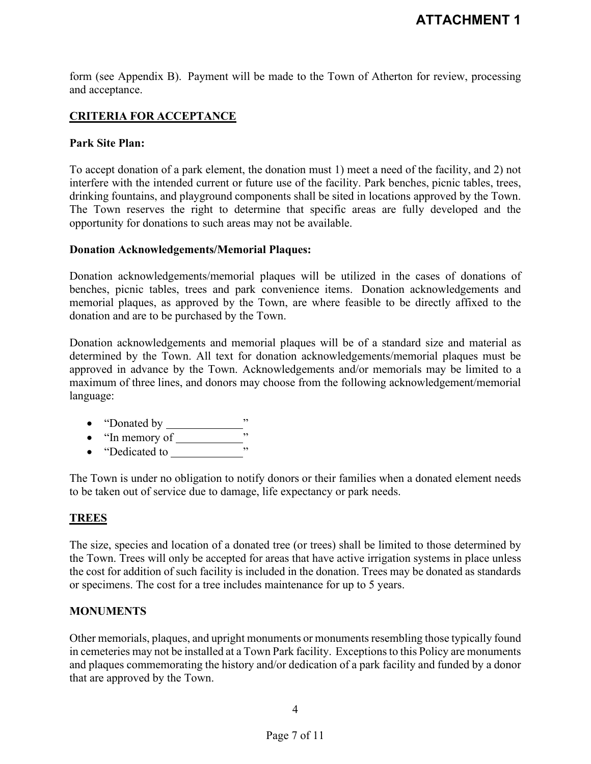form (see Appendix B). Payment will be made to the Town of Atherton for review, processing and acceptance.

## CRITERIA FOR ACCEPTANCE

**Park Site Plan:**

To accept donation of a park element, the donation must 1) meet a need of the facility, and 2) not interfere with the intended current or future use of the facility. Park benches, picnic tables, trees, drinking fountains, and playground components shall be sited in locations approved by the Town. The Town reserves the right to determine that specific areas are fully developed and the opportunity for donations to such areas may not be available.

**Donation Acknowledgements/Memorial Plaques:**

Donation acknowledgements/memorial plaques will be utilized in the cases of donations of benches, picnic tables, trees and park convenience items. Donation acknowledgements and memorial plaques, as approved by the Town, are where feasible to be directly affixed to the donation and are to be purchased by the Town.

Donation acknowledgements and memorial plaques will be of a standard size and material as determined by the Town. All text for donation acknowledgements/memorial plaques must be approved in advance by the Town. Acknowledgements and/or memorials may be limited to a maximum of three lines, and donors may choose from the following acknowledgement/memorial language:

- "Donated by \_\_\_\_\_\_\_\_\_\_\_\_\_"
- "In memory of \_\_\_\_\_\_\_\_\_\_\_\_"
- "Dedicated to \_\_\_\_\_\_\_\_\_\_\_\_\_"

The Town is under no obligation to notify donors or their families when a donated element needs to be taken out of service due to damage, life expectancy or park needs.

## TREES

The size, species and location of a donated tree (or trees) shall be limited to those determined by the Town. Trees will only be accepted for areas that have active irrigation systems in place unless the cost for addition of such facility is included in the donation. Trees may be donated as standards or specimens. The cost for a tree includes maintenance for up to 5 years.

## MONUMENTS

Other memorials, plaques, and upright monuments or monuments resembling those typically found in cemeteries may not be installed at a Town Park facility. Exceptions to this Policy are monuments and plaques commemorating the history and/or dedication of a park facility and funded by a donor that are approved by the Town.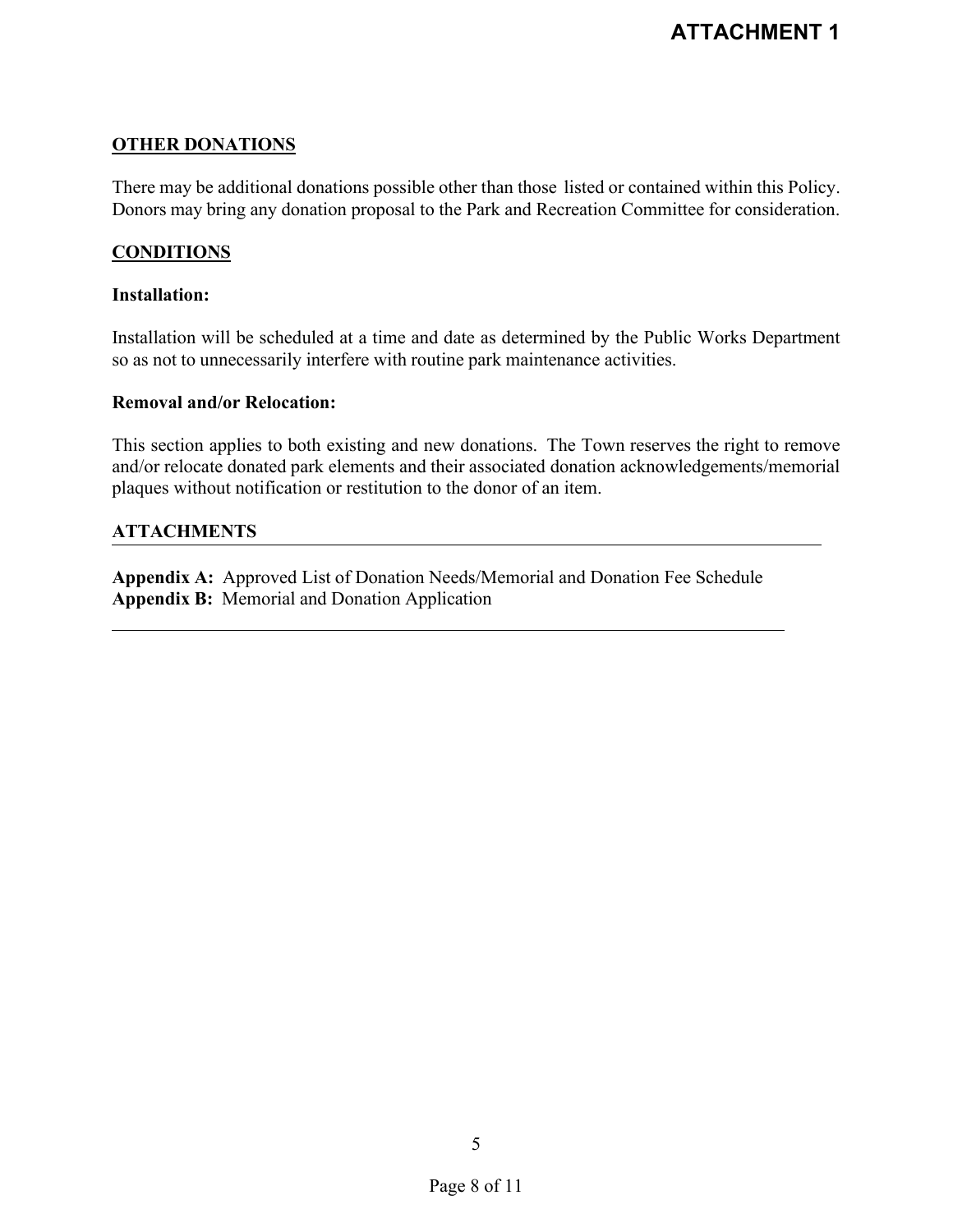## OTHER DONATIONS

There may be additional donations possible other than those listed or contained within this Policy. Donors may bring any donation proposal to the Park and Recreation Committee for consideration.

## CONDITIONS

**Installation:**

Installation will be scheduled at a time and date as determined by the Public Works Department so as not to unnecessarily interfere with routine park maintenance activities.

**Removal and/or Relocation:**

This section applies to both existing and new donations. The Town reserves the right to remove and/or relocate donated park elements and their associated donation acknowledgements/memorial plaques without notification or restitution to the donor of an item.

## ATTACHMENTS

**Appendix A:** Approved List of Donation Needs/Memorial and Donation Fee Schedule
**Appendix B:** Memorial and Donation Application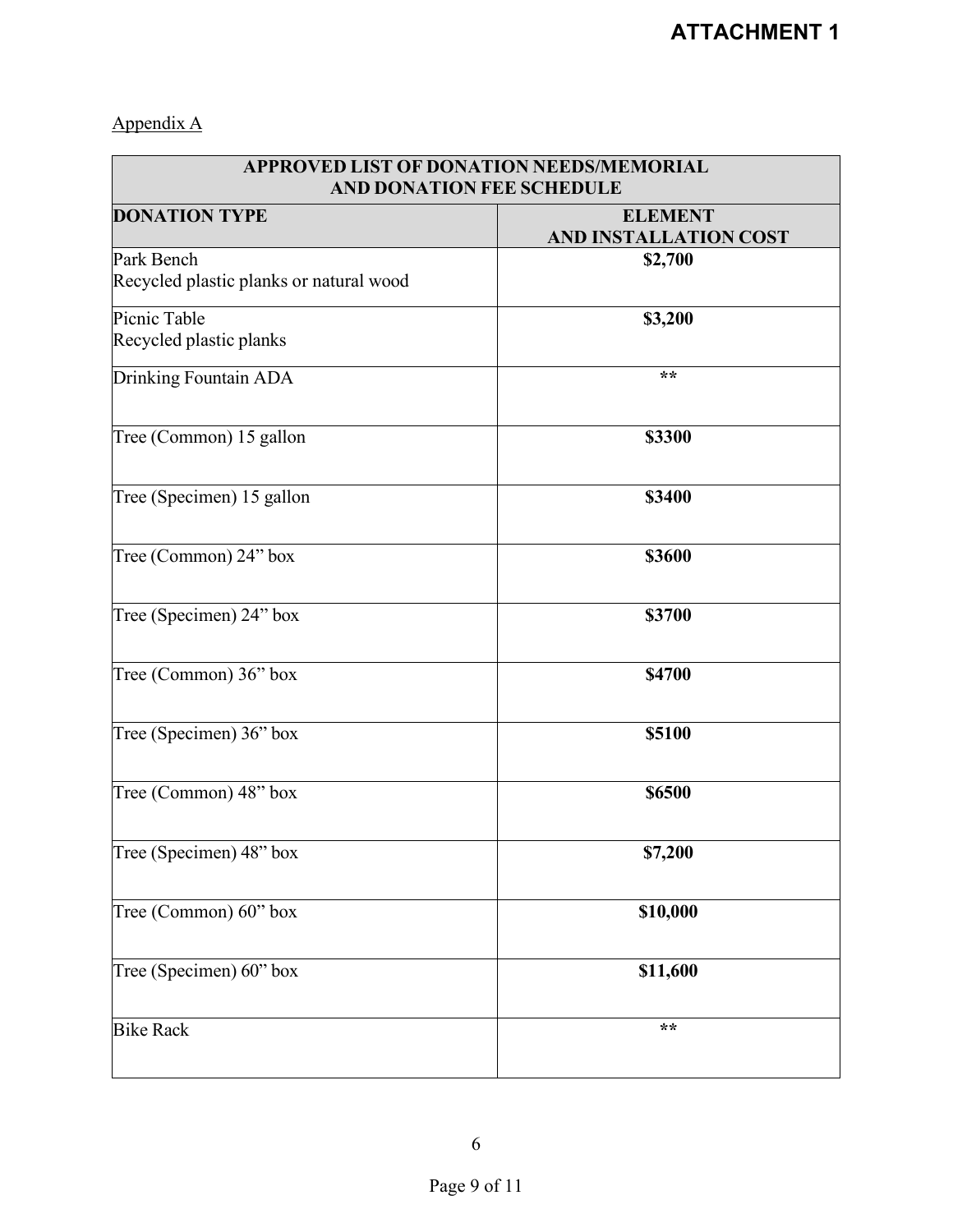# ATTACHMENT 1

Appendix A

| APPROVED LIST OF DONATION NEEDS/MEMORIAL AND DONATION FEE SCHEDULE | |
|---|---|
| **DONATION TYPE** | **ELEMENT AND INSTALLATION COST** |
| Park Bench<br>Recycled plastic planks or natural wood | **$2,700** |
| Picnic Table<br>Recycled plastic planks | **$3,200** |
| Drinking Fountain ADA | ** |
| Tree (Common) 15 gallon | **$3300** |
| Tree (Specimen) 15 gallon | **$3400** |
| Tree (Common) 24” box | **$3600** |
| Tree (Specimen) 24” box | **$3700** |
| Tree (Common) 36” box | **$4700** |
| Tree (Specimen) 36” box | **$5100** |
| Tree (Common) 48” box | **$6500** |
| Tree (Specimen) 48” box | **$7,200** |
| Tree (Common) 60” box | **$10,000** |
| Tree (Specimen) 60” box | **$11,600** |
| Bike Rack | ** |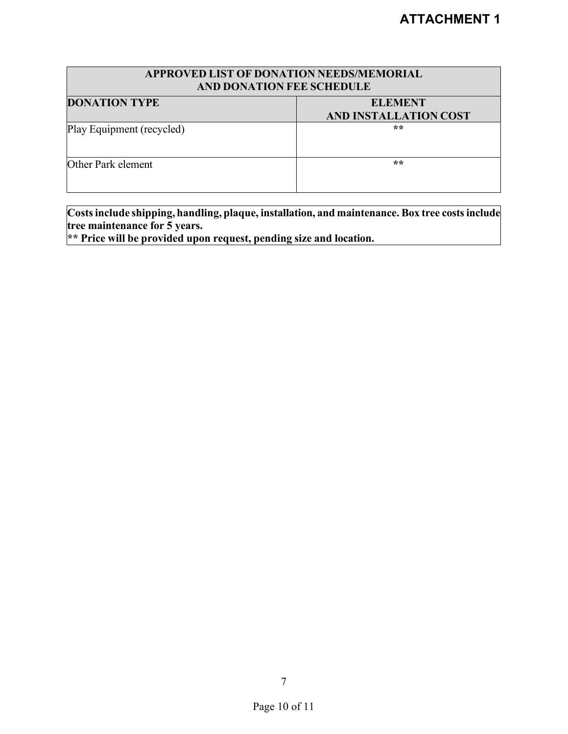# ATTACHMENT 1

| APPROVED LIST OF DONATION NEEDS/MEMORIAL AND DONATION FEE SCHEDULE | |
|---|---|
| **DONATION TYPE** | **ELEMENT AND INSTALLATION COST** |
| Play Equipment (recycled) | ** |
| Other Park element | ** |

**Costs include shipping, handling, plaque, installation, and maintenance. Box tree costs include tree maintenance for 5 years.**
**** Price will be provided upon request, pending size and location.**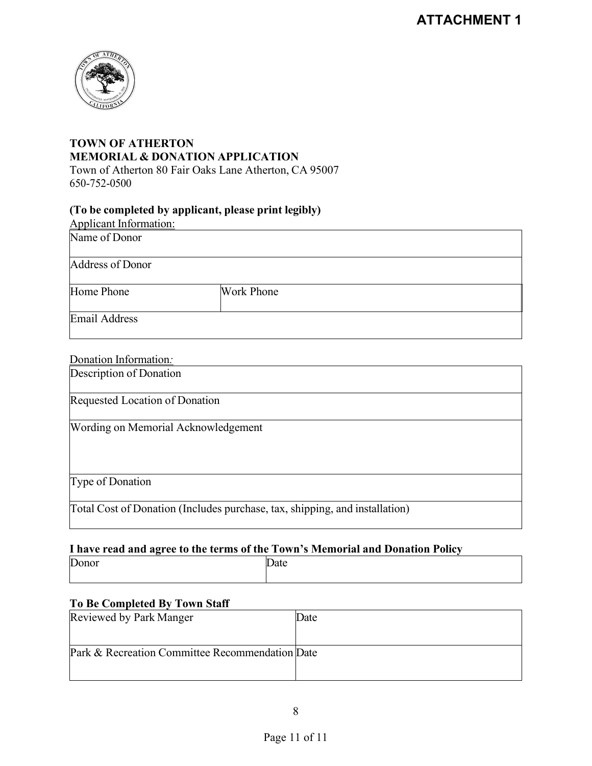# ATTACHMENT 1

**TOWN OF ATHERTON**
**MEMORIAL & DONATION APPLICATION**
Town of Atherton 80 Fair Oaks Lane Atherton, CA 95007
650-752-0500

**(To be completed by applicant, please print legibly)**

Applicant Information:

| | |
|---|---|
| Name of Donor | |
| Address of Donor | |
| Home Phone | Work Phone |
| Email Address | |

Donation Information*:*

| |
|---|
| Description of Donation |
| Requested Location of Donation |
| Wording on Memorial Acknowledgement |
| Type of Donation |
| Total Cost of Donation (Includes purchase, tax, shipping, and installation) |

**I have read and agree to the terms of the Town's Memorial and Donation Policy**

| | |
|---|---|
| Donor | Date |

**To Be Completed By Town Staff**

| | |
|---|---|
| Reviewed by Park Manger | Date |
| Park & Recreation Committee Recommendation | Date |